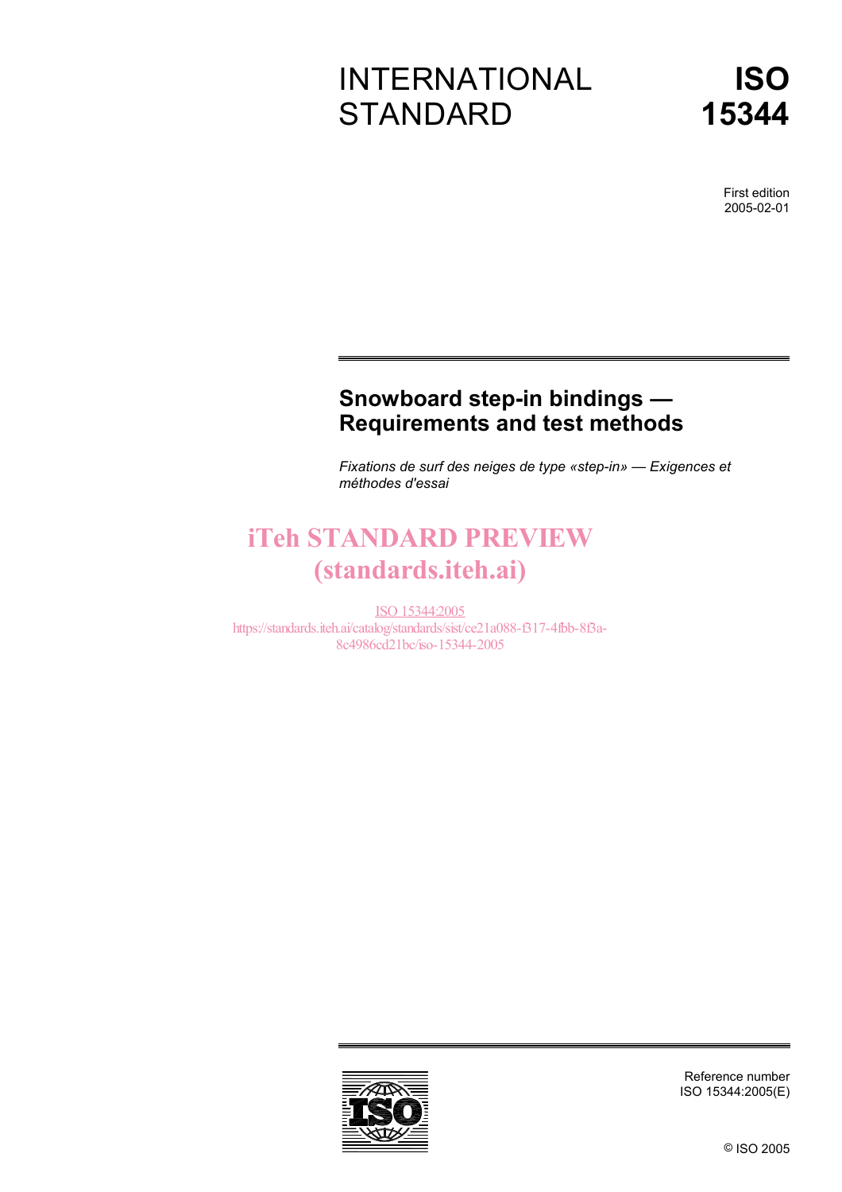# INTERNATIONAL STANDARD

# ISO 15344

First edition
2005-02-01

## Snowboard step-in bindings — Requirements and test methods

*Fixations de surf des neiges de type «step-in» — Exigences et méthodes d'essai*

iTeh STANDARD PREVIEW
(standards.iteh.ai)

ISO 15344:2005
https://standards.iteh.ai/catalog/standards/sist/ce21a088-f317-4fbb-8f3a-8c4986cd21bc/iso-15344-2005

Reference number
ISO 15344:2005(E)

© ISO 2005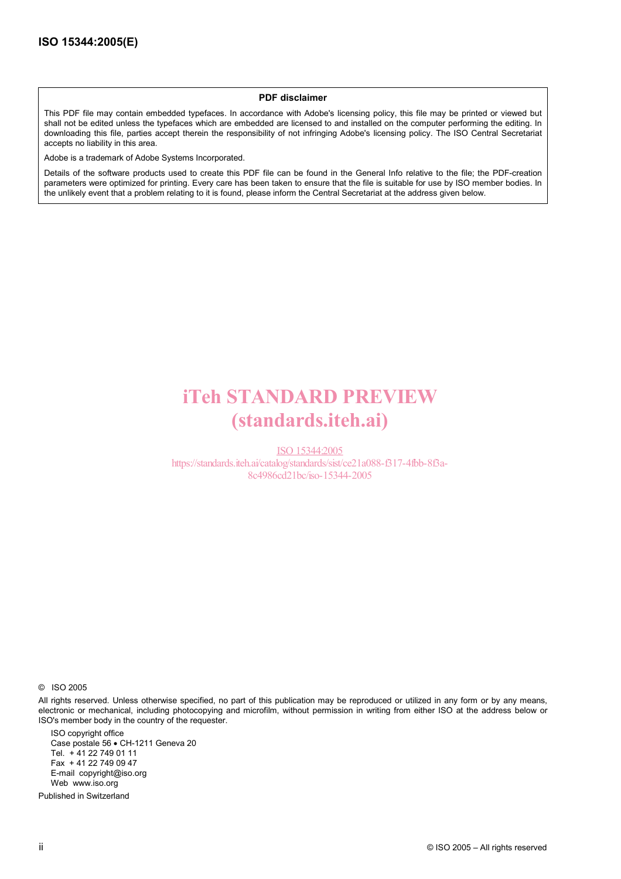**PDF disclaimer**

This PDF file may contain embedded typefaces. In accordance with Adobe's licensing policy, this file may be printed or viewed but shall not be edited unless the typefaces which are embedded are licensed to and installed on the computer performing the editing. In downloading this file, parties accept therein the responsibility of not infringing Adobe's licensing policy. The ISO Central Secretariat accepts no liability in this area.

Adobe is a trademark of Adobe Systems Incorporated.

Details of the software products used to create this PDF file can be found in the General Info relative to the file; the PDF-creation parameters were optimized for printing. Every care has been taken to ensure that the file is suitable for use by ISO member bodies. In the unlikely event that a problem relating to it is found, please inform the Central Secretariat at the address given below.

iTeh STANDARD PREVIEW
(standards.iteh.ai)

ISO 15344:2005
https://standards.iteh.ai/catalog/standards/sist/ce21a088-f317-4fbb-8f3a-8c4986cd21bc/iso-15344-2005

© ISO 2005

All rights reserved. Unless otherwise specified, no part of this publication may be reproduced or utilized in any form or by any means, electronic or mechanical, including photocopying and microfilm, without permission in writing from either ISO at the address below or ISO's member body in the country of the requester.

ISO copyright office
Case postale 56 • CH-1211 Geneva 20
Tel. + 41 22 749 01 11
Fax + 41 22 749 09 47
E-mail copyright@iso.org
Web www.iso.org

Published in Switzerland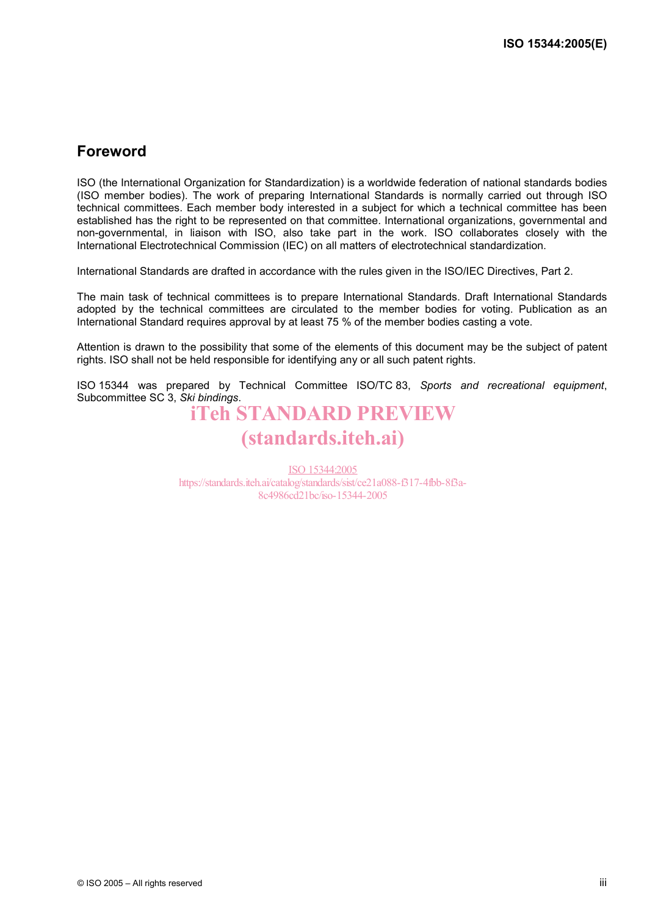## Foreword

ISO (the International Organization for Standardization) is a worldwide federation of national standards bodies (ISO member bodies). The work of preparing International Standards is normally carried out through ISO technical committees. Each member body interested in a subject for which a technical committee has been established has the right to be represented on that committee. International organizations, governmental and non-governmental, in liaison with ISO, also take part in the work. ISO collaborates closely with the International Electrotechnical Commission (IEC) on all matters of electrotechnical standardization.

International Standards are drafted in accordance with the rules given in the ISO/IEC Directives, Part 2.

The main task of technical committees is to prepare International Standards. Draft International Standards adopted by the technical committees are circulated to the member bodies for voting. Publication as an International Standard requires approval by at least 75 % of the member bodies casting a vote.

Attention is drawn to the possibility that some of the elements of this document may be the subject of patent rights. ISO shall not be held responsible for identifying any or all such patent rights.

ISO 15344 was prepared by Technical Committee ISO/TC 83, *Sports and recreational equipment*, Subcommittee SC 3, *Ski bindings*.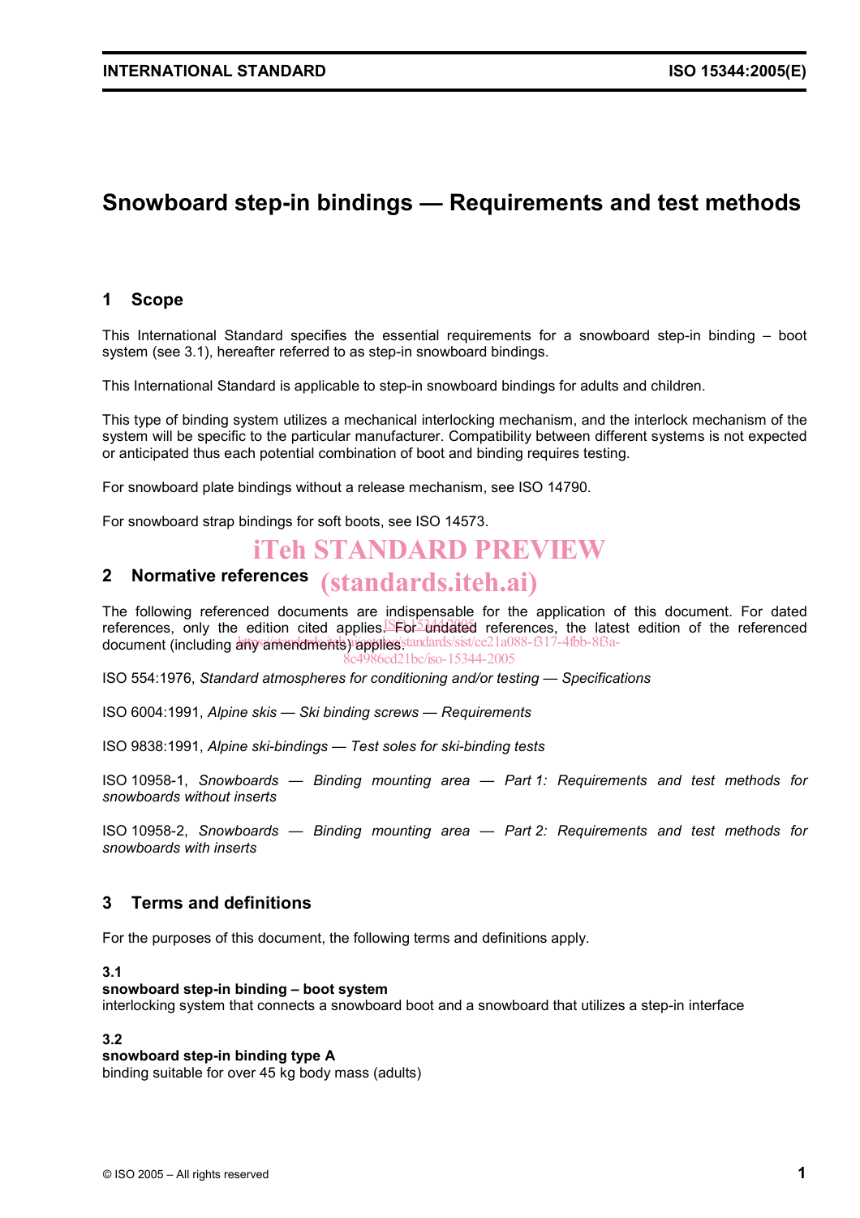# Snowboard step-in bindings — Requirements and test methods

## 1 Scope

This International Standard specifies the essential requirements for a snowboard step-in binding – boot system (see 3.1), hereafter referred to as step-in snowboard bindings.

This International Standard is applicable to step-in snowboard bindings for adults and children.

This type of binding system utilizes a mechanical interlocking mechanism, and the interlock mechanism of the system will be specific to the particular manufacturer. Compatibility between different systems is not expected or anticipated thus each potential combination of boot and binding requires testing.

For snowboard plate bindings without a release mechanism, see ISO 14790.

For snowboard strap bindings for soft boots, see ISO 14573.

## 2 Normative references

The following referenced documents are indispensable for the application of this document. For dated references, only the edition cited applies. For undated references, the latest edition of the referenced document (including any amendments) applies.

ISO 554:1976, *Standard atmospheres for conditioning and/or testing — Specifications*

ISO 6004:1991, *Alpine skis — Ski binding screws — Requirements*

ISO 9838:1991, *Alpine ski-bindings — Test soles for ski-binding tests*

ISO 10958-1, *Snowboards — Binding mounting area — Part 1: Requirements and test methods for snowboards without inserts*

ISO 10958-2, *Snowboards — Binding mounting area — Part 2: Requirements and test methods for snowboards with inserts*

## 3 Terms and definitions

For the purposes of this document, the following terms and definitions apply.

**3.1**

**snowboard step-in binding – boot system**

interlocking system that connects a snowboard boot and a snowboard that utilizes a step-in interface

**3.2**

**snowboard step-in binding type A**

binding suitable for over 45 kg body mass (adults)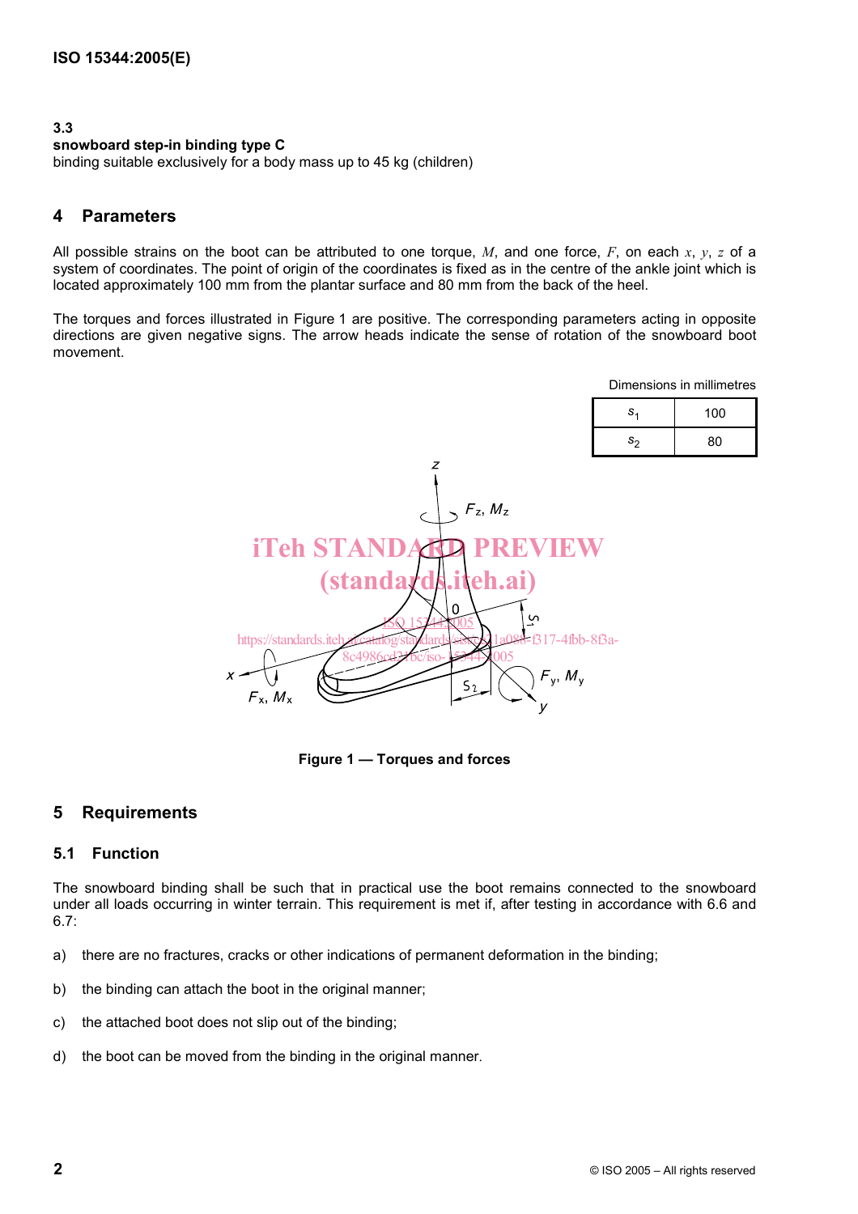### 3.3
**snowboard step-in binding type C**
binding suitable exclusively for a body mass up to 45 kg (children)

## 4 Parameters

All possible strains on the boot can be attributed to one torque, $M$, and one force, $F$, on each $x$, $y$, $z$ of a system of coordinates. The point of origin of the coordinates is fixed as in the centre of the ankle joint which is located approximately 100 mm from the plantar surface and 80 mm from the back of the heel.

The torques and forces illustrated in Figure 1 are positive. The corresponding parameters acting in opposite directions are given negative signs. The arrow heads indicate the sense of rotation of the snowboard boot movement.

Dimensions in millimetres

| | |
|---|---|
| $s_1$ | 100 |
| $s_2$ | 80 |

**Figure 1 — Torques and forces**

## 5 Requirements

### 5.1 Function

The snowboard binding shall be such that in practical use the boot remains connected to the snowboard under all loads occurring in winter terrain. This requirement is met if, after testing in accordance with 6.6 and 6.7:

a) there are no fractures, cracks or other indications of permanent deformation in the binding;

b) the binding can attach the boot in the original manner;

c) the attached boot does not slip out of the binding;

d) the boot can be moved from the binding in the original manner.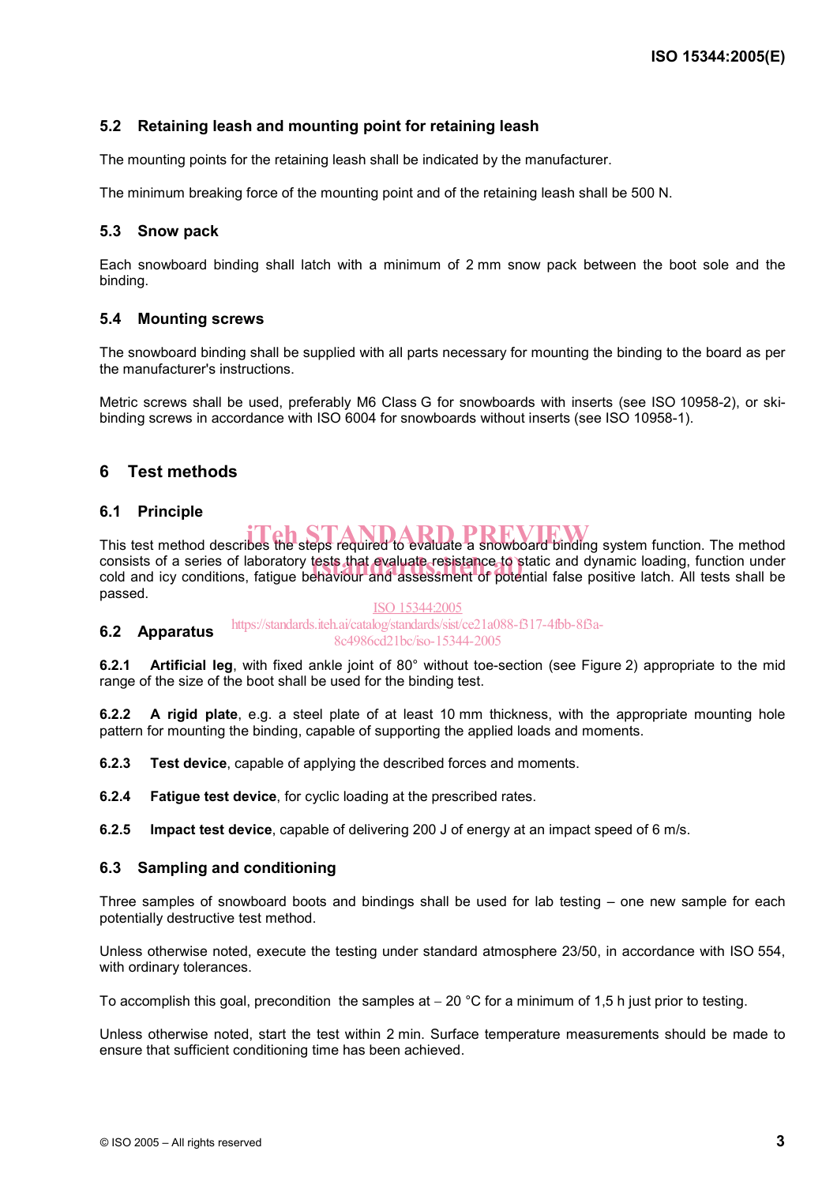## 5.2 Retaining leash and mounting point for retaining leash

The mounting points for the retaining leash shall be indicated by the manufacturer.

The minimum breaking force of the mounting point and of the retaining leash shall be 500 N.

## 5.3 Snow pack

Each snowboard binding shall latch with a minimum of 2 mm snow pack between the boot sole and the binding.

## 5.4 Mounting screws

The snowboard binding shall be supplied with all parts necessary for mounting the binding to the board as per the manufacturer's instructions.

Metric screws shall be used, preferably M6 Class G for snowboards with inserts (see ISO 10958-2), or ski-binding screws in accordance with ISO 6004 for snowboards without inserts (see ISO 10958-1).

# 6 Test methods

## 6.1 Principle

This test method describes the steps required to evaluate a snowboard binding system function. The method consists of a series of laboratory tests that evaluate resistance to static and dynamic loading, function under cold and icy conditions, fatigue behaviour and assessment of potential false positive latch. All tests shall be passed.

## 6.2 Apparatus

**6.2.1 Artificial leg**, with fixed ankle joint of 80° without toe-section (see Figure 2) appropriate to the mid range of the size of the boot shall be used for the binding test.

**6.2.2 A rigid plate**, e.g. a steel plate of at least 10 mm thickness, with the appropriate mounting hole pattern for mounting the binding, capable of supporting the applied loads and moments.

**6.2.3 Test device**, capable of applying the described forces and moments.

**6.2.4 Fatigue test device**, for cyclic loading at the prescribed rates.

**6.2.5 Impact test device**, capable of delivering 200 J of energy at an impact speed of 6 m/s.

## 6.3 Sampling and conditioning

Three samples of snowboard boots and bindings shall be used for lab testing – one new sample for each potentially destructive test method.

Unless otherwise noted, execute the testing under standard atmosphere 23/50, in accordance with ISO 554, with ordinary tolerances.

To accomplish this goal, precondition the samples at – 20 °C for a minimum of 1,5 h just prior to testing.

Unless otherwise noted, start the test within 2 min. Surface temperature measurements should be made to ensure that sufficient conditioning time has been achieved.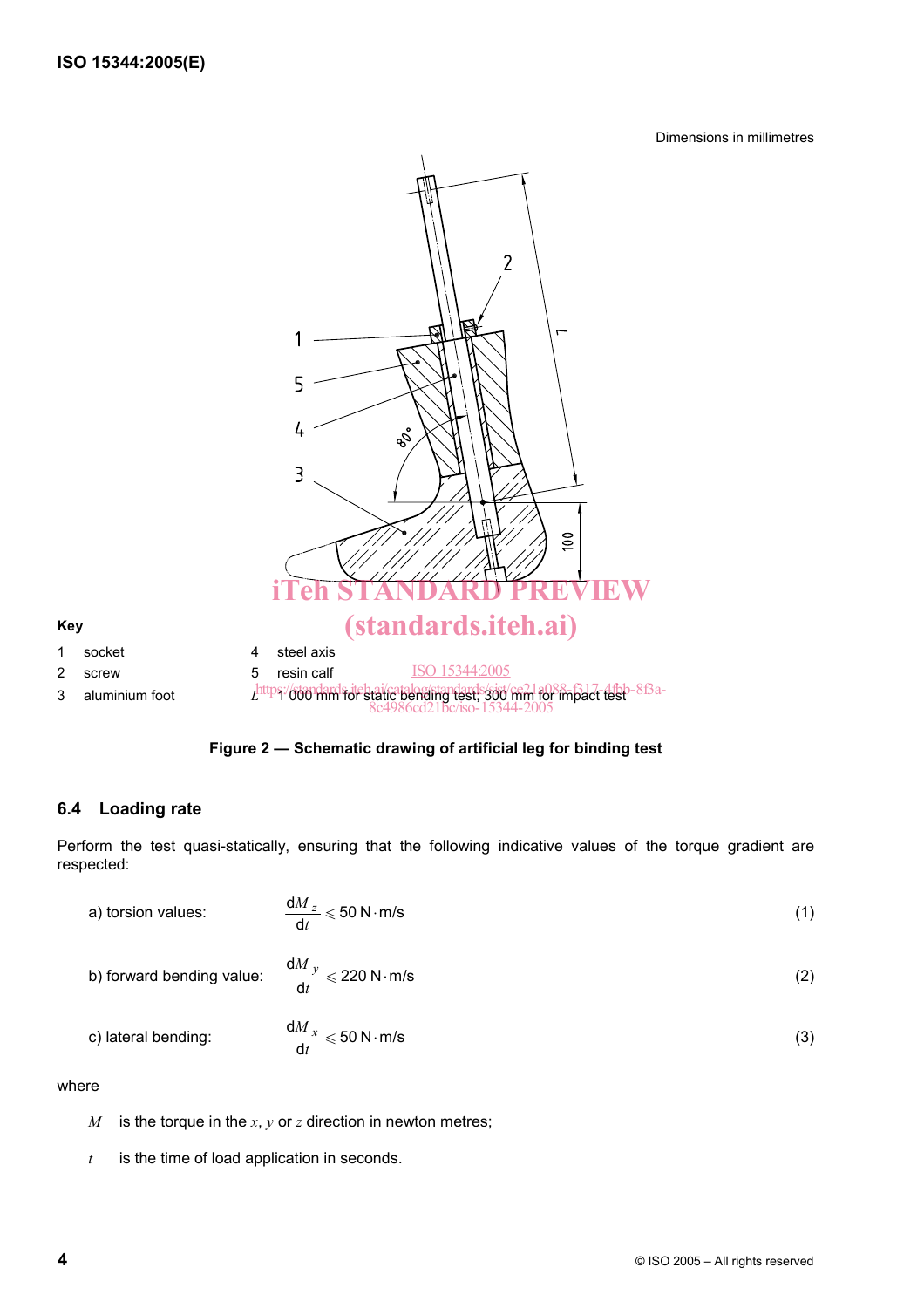Dimensions in millimetres

**Key**

1 socket

2 screw

3 aluminium foot

4 steel axis

5 resin calf

$L$ 1 000 mm for static bending test; 300 mm for impact test

**Figure 2 — Schematic drawing of artificial leg for binding test**

## 6.4 Loading rate

Perform the test quasi-statically, ensuring that the following indicative values of the torque gradient are respected:

a) torsion values: $$\frac{\mathrm{d}M_z}{\mathrm{d}t} \leqslant 50\ \mathrm{N \cdot m/s} \tag{1}$$

b) forward bending value: $$\frac{\mathrm{d}M_y}{\mathrm{d}t} \leqslant 220\ \mathrm{N \cdot m/s} \tag{2}$$

c) lateral bending: $$\frac{\mathrm{d}M_x}{\mathrm{d}t} \leqslant 50\ \mathrm{N \cdot m/s} \tag{3}$$

where

$M$ is the torque in the $x$, $y$ or $z$ direction in newton metres;

$t$ is the time of load application in seconds.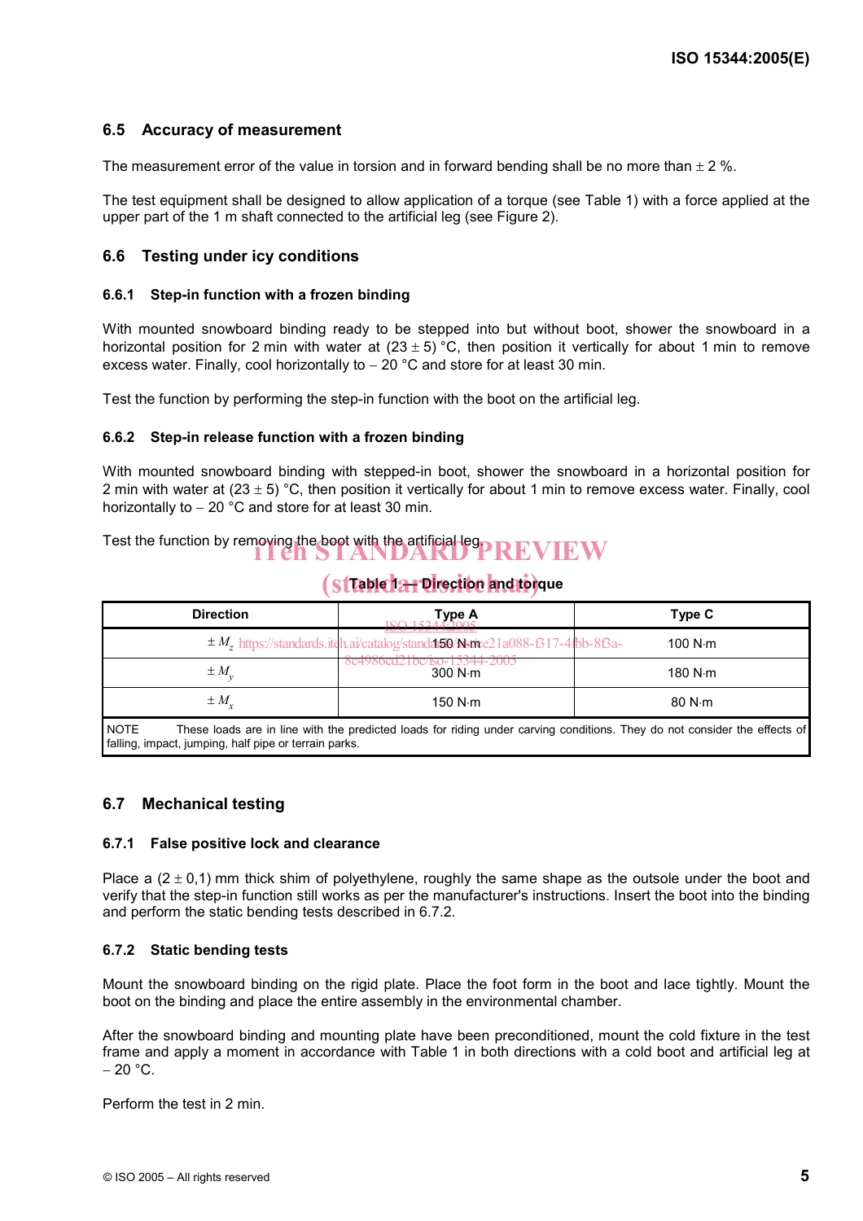### 6.5 Accuracy of measurement

The measurement error of the value in torsion and in forward bending shall be no more than ± 2 %.

The test equipment shall be designed to allow application of a torque (see Table 1) with a force applied at the upper part of the 1 m shaft connected to the artificial leg (see Figure 2).

### 6.6 Testing under icy conditions

#### 6.6.1 Step-in function with a frozen binding

With mounted snowboard binding ready to be stepped into but without boot, shower the snowboard in a horizontal position for 2 min with water at (23 ± 5) °C, then position it vertically for about 1 min to remove excess water. Finally, cool horizontally to – 20 °C and store for at least 30 min.

Test the function by performing the step-in function with the boot on the artificial leg.

#### 6.6.2 Step-in release function with a frozen binding

With mounted snowboard binding with stepped-in boot, shower the snowboard in a horizontal position for 2 min with water at (23 ± 5) °C, then position it vertically for about 1 min to remove excess water. Finally, cool horizontally to – 20 °C and store for at least 30 min.

Test the function by removing the boot with the artificial leg.

**Table 1 — Direction and torque**

| Direction | Type A | Type C |
|---|---|---|
| $\pm M_z$ | 150 N·m | 100 N·m |
| $\pm M_y$ | 300 N·m | 180 N·m |
| $\pm M_x$ | 150 N·m | 80 N·m |

NOTE These loads are in line with the predicted loads for riding under carving conditions. They do not consider the effects of falling, impact, jumping, half pipe or terrain parks.

### 6.7 Mechanical testing

#### 6.7.1 False positive lock and clearance

Place a (2 ± 0,1) mm thick shim of polyethylene, roughly the same shape as the outsole under the boot and verify that the step-in function still works as per the manufacturer's instructions. Insert the boot into the binding and perform the static bending tests described in 6.7.2.

#### 6.7.2 Static bending tests

Mount the snowboard binding on the rigid plate. Place the foot form in the boot and lace tightly. Mount the boot on the binding and place the entire assembly in the environmental chamber.

After the snowboard binding and mounting plate have been preconditioned, mount the cold fixture in the test frame and apply a moment in accordance with Table 1 in both directions with a cold boot and artificial leg at – 20 °C.

Perform the test in 2 min.